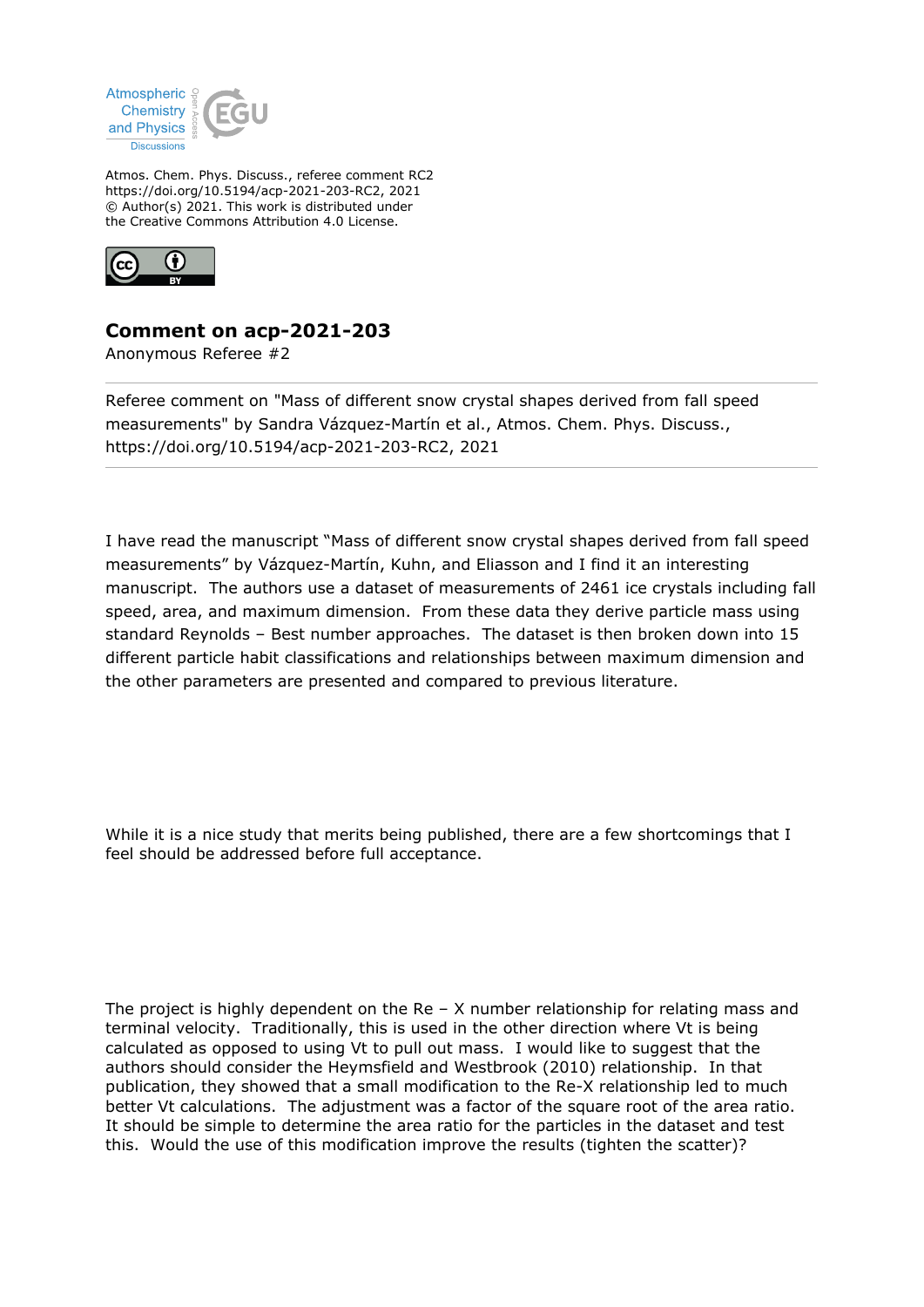Atmos. Chem. Phys. Discuss., referee comment RC2
https://doi.org/10.5194/acp-2021-203-RC2, 2021
© Author(s) 2021. This work is distributed under
the Creative Commons Attribution 4.0 License.

## Comment on acp-2021-203

Anonymous Referee #2

Referee comment on "Mass of different snow crystal shapes derived from fall speed measurements" by Sandra Vázquez-Martín et al., Atmos. Chem. Phys. Discuss., https://doi.org/10.5194/acp-2021-203-RC2, 2021

I have read the manuscript "Mass of different snow crystal shapes derived from fall speed measurements" by Vázquez-Martín, Kuhn, and Eliasson and I find it an interesting manuscript. The authors use a dataset of measurements of 2461 ice crystals including fall speed, area, and maximum dimension. From these data they derive particle mass using standard Reynolds – Best number approaches. The dataset is then broken down into 15 different particle habit classifications and relationships between maximum dimension and the other parameters are presented and compared to previous literature.

While it is a nice study that merits being published, there are a few shortcomings that I feel should be addressed before full acceptance.

The project is highly dependent on the Re – X number relationship for relating mass and terminal velocity. Traditionally, this is used in the other direction where Vt is being calculated as opposed to using Vt to pull out mass. I would like to suggest that the authors should consider the Heymsfield and Westbrook (2010) relationship. In that publication, they showed that a small modification to the Re-X relationship led to much better Vt calculations. The adjustment was a factor of the square root of the area ratio. It should be simple to determine the area ratio for the particles in the dataset and test this. Would the use of this modification improve the results (tighten the scatter)?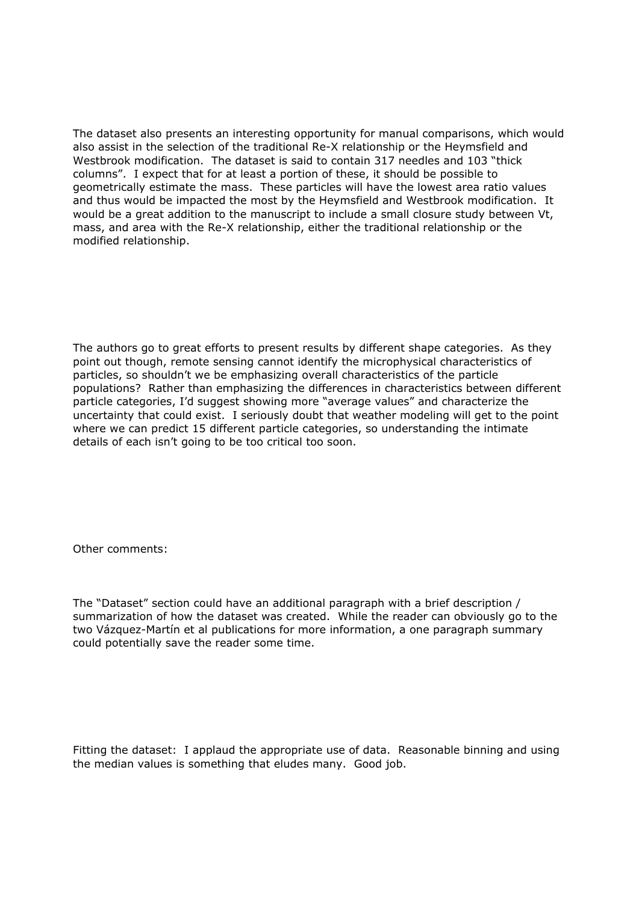The dataset also presents an interesting opportunity for manual comparisons, which would also assist in the selection of the traditional Re-X relationship or the Heymsfield and Westbrook modification. The dataset is said to contain 317 needles and 103 "thick columns". I expect that for at least a portion of these, it should be possible to geometrically estimate the mass. These particles will have the lowest area ratio values and thus would be impacted the most by the Heymsfield and Westbrook modification. It would be a great addition to the manuscript to include a small closure study between Vt, mass, and area with the Re-X relationship, either the traditional relationship or the modified relationship.

The authors go to great efforts to present results by different shape categories. As they point out though, remote sensing cannot identify the microphysical characteristics of particles, so shouldn't we be emphasizing overall characteristics of the particle populations? Rather than emphasizing the differences in characteristics between different particle categories, I'd suggest showing more "average values" and characterize the uncertainty that could exist. I seriously doubt that weather modeling will get to the point where we can predict 15 different particle categories, so understanding the intimate details of each isn't going to be too critical too soon.

Other comments:

The "Dataset" section could have an additional paragraph with a brief description / summarization of how the dataset was created. While the reader can obviously go to the two Vázquez-Martín et al publications for more information, a one paragraph summary could potentially save the reader some time.

Fitting the dataset: I applaud the appropriate use of data. Reasonable binning and using the median values is something that eludes many. Good job.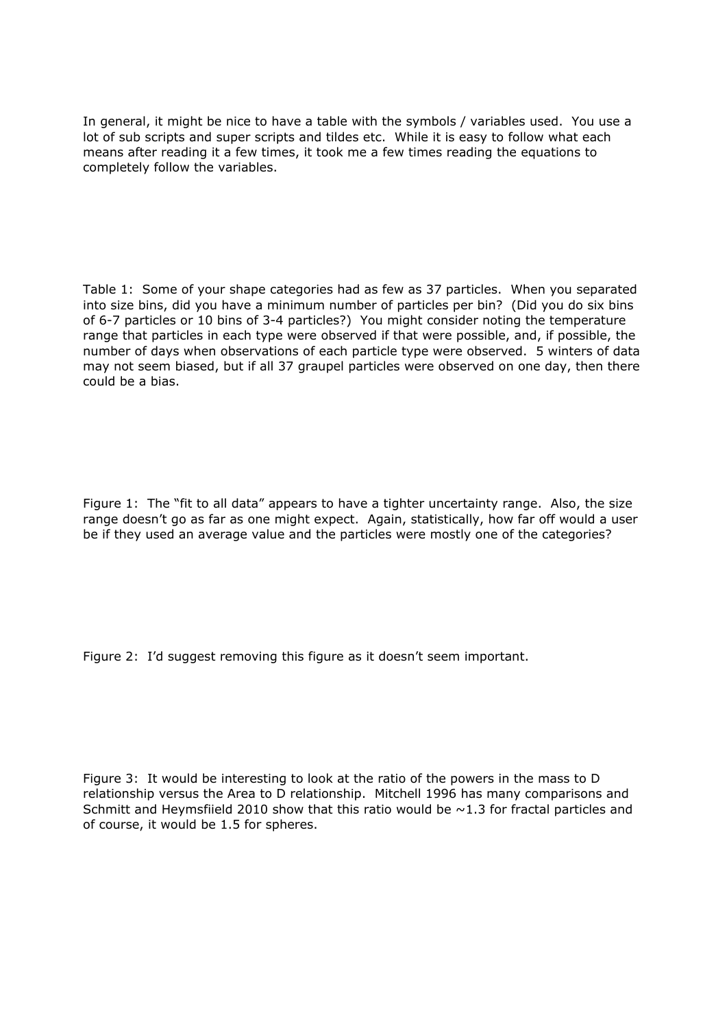In general, it might be nice to have a table with the symbols / variables used. You use a lot of sub scripts and super scripts and tildes etc. While it is easy to follow what each means after reading it a few times, it took me a few times reading the equations to completely follow the variables.

Table 1: Some of your shape categories had as few as 37 particles. When you separated into size bins, did you have a minimum number of particles per bin? (Did you do six bins of 6-7 particles or 10 bins of 3-4 particles?) You might consider noting the temperature range that particles in each type were observed if that were possible, and, if possible, the number of days when observations of each particle type were observed. 5 winters of data may not seem biased, but if all 37 graupel particles were observed on one day, then there could be a bias.

Figure 1: The "fit to all data" appears to have a tighter uncertainty range. Also, the size range doesn't go as far as one might expect. Again, statistically, how far off would a user be if they used an average value and the particles were mostly one of the categories?

Figure 2: I'd suggest removing this figure as it doesn't seem important.

Figure 3: It would be interesting to look at the ratio of the powers in the mass to D relationship versus the Area to D relationship. Mitchell 1996 has many comparisons and Schmitt and Heymsfiield 2010 show that this ratio would be ~1.3 for fractal particles and of course, it would be 1.5 for spheres.